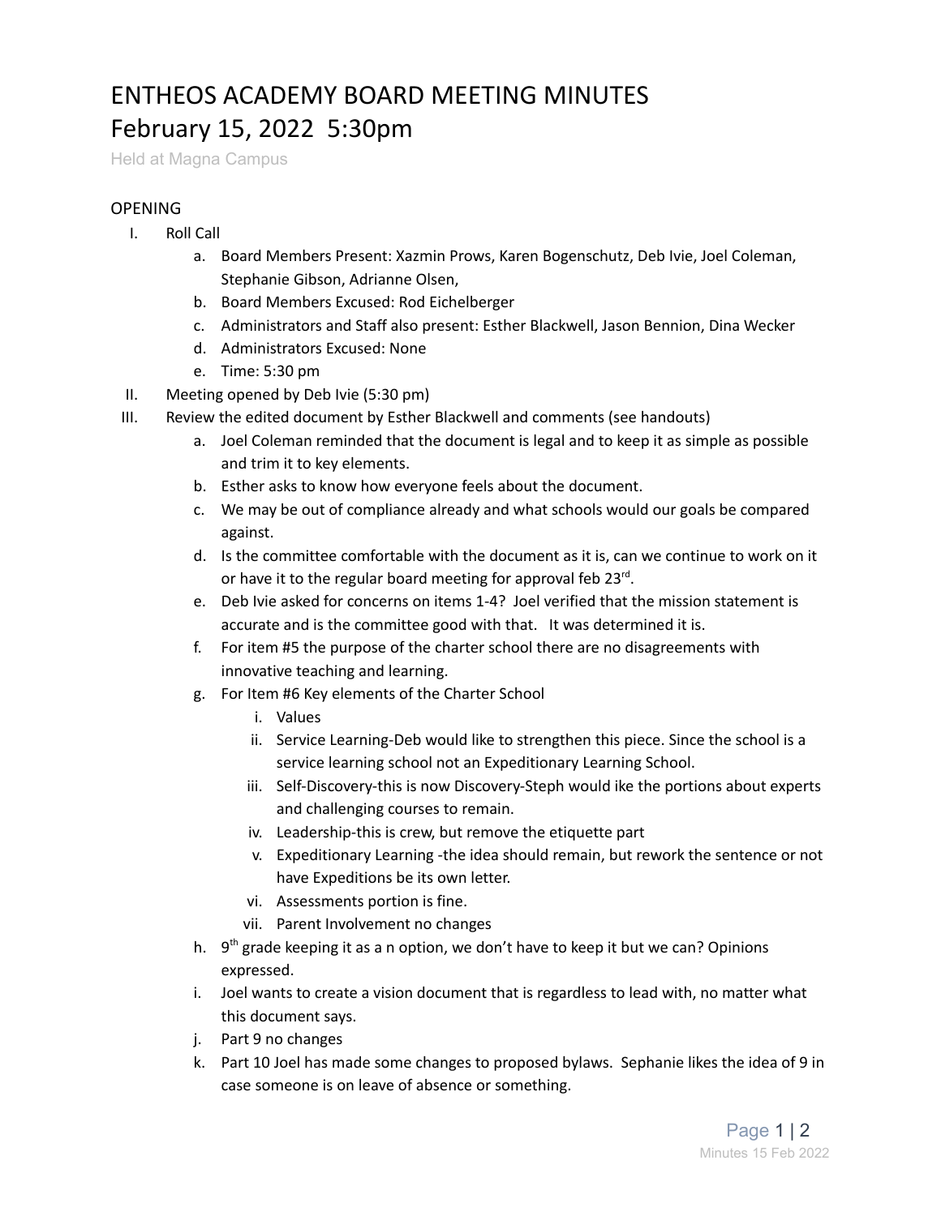# ENTHEOS ACADEMY BOARD MEETING MINUTES
# February 15, 2022 5:30pm

Held at Magna Campus

## OPENING

I. Roll Call
   a. Board Members Present: Xazmin Prows, Karen Bogenschutz, Deb Ivie, Joel Coleman, Stephanie Gibson, Adrianne Olsen,
   b. Board Members Excused: Rod Eichelberger
   c. Administrators and Staff also present: Esther Blackwell, Jason Bennion, Dina Wecker
   d. Administrators Excused: None
   e. Time: 5:30 pm

II. Meeting opened by Deb Ivie (5:30 pm)

III. Review the edited document by Esther Blackwell and comments (see handouts)
   a. Joel Coleman reminded that the document is legal and to keep it as simple as possible and trim it to key elements.
   b. Esther asks to know how everyone feels about the document.
   c. We may be out of compliance already and what schools would our goals be compared against.
   d. Is the committee comfortable with the document as it is, can we continue to work on it or have it to the regular board meeting for approval feb 23rd.
   e. Deb Ivie asked for concerns on items 1-4? Joel verified that the mission statement is accurate and is the committee good with that. It was determined it is.
   f. For item #5 the purpose of the charter school there are no disagreements with innovative teaching and learning.
   g. For Item #6 Key elements of the Charter School
      i. Values
      ii. Service Learning-Deb would like to strengthen this piece. Since the school is a service learning school not an Expeditionary Learning School.
      iii. Self-Discovery-this is now Discovery-Steph would ike the portions about experts and challenging courses to remain.
      iv. Leadership-this is crew, but remove the etiquette part
      v. Expeditionary Learning -the idea should remain, but rework the sentence or not have Expeditions be its own letter.
      vi. Assessments portion is fine.
      vii. Parent Involvement no changes
   h. 9th grade keeping it as a n option, we don't have to keep it but we can? Opinions expressed.
   i. Joel wants to create a vision document that is regardless to lead with, no matter what this document says.
   j. Part 9 no changes
   k. Part 10 Joel has made some changes to proposed bylaws. Sephanie likes the idea of 9 in case someone is on leave of absence or something.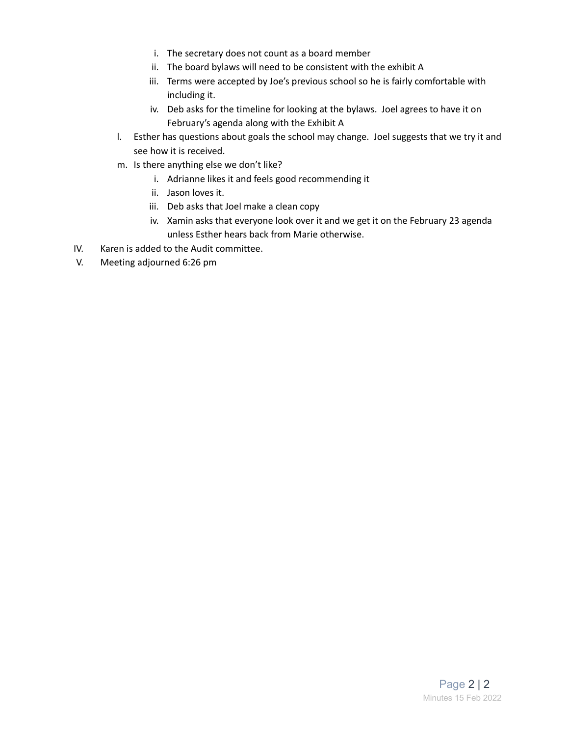i. The secretary does not count as a board member
        ii. The board bylaws will need to be consistent with the exhibit A
        iii. Terms were accepted by Joe's previous school so he is fairly comfortable with including it.
        iv. Deb asks for the timeline for looking at the bylaws. Joel agrees to have it on February's agenda along with the Exhibit A
    l. Esther has questions about goals the school may change. Joel suggests that we try it and see how it is received.
    m. Is there anything else we don't like?
        i. Adrianne likes it and feels good recommending it
        ii. Jason loves it.
        iii. Deb asks that Joel make a clean copy
        iv. Xamin asks that everyone look over it and we get it on the February 23 agenda unless Esther hears back from Marie otherwise.

IV. Karen is added to the Audit committee.

V. Meeting adjourned 6:26 pm